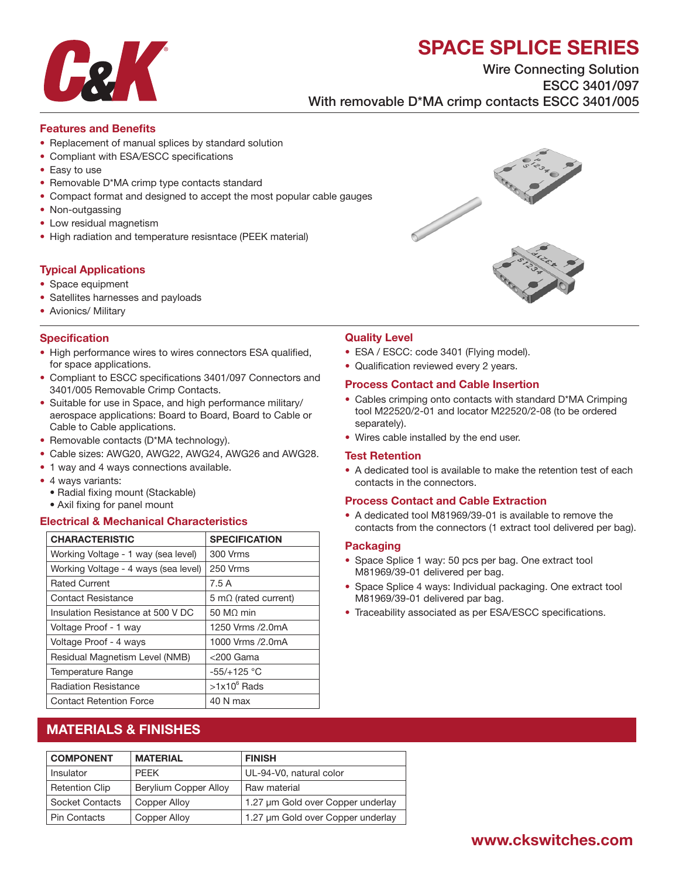# SPACE SPLICE SERIES

Wire Connecting Solution
ESCC 3401/097
With removable D*MA crimp contacts ESCC 3401/005

## Features and Benefits

- Replacement of manual splices by standard solution
- Compliant with ESA/ESCC specifications
- Easy to use
- Removable D*MA crimp type contacts standard
- Compact format and designed to accept the most popular cable gauges
- Non-outgassing
- Low residual magnetism
- High radiation and temperature resisntace (PEEK material)

## Typical Applications

- Space equipment
- Satellites harnesses and payloads
- Avionics/ Military

## Specification

- High performance wires to wires connectors ESA qualified, for space applications.
- Compliant to ESCC specifications 3401/097 Connectors and 3401/005 Removable Crimp Contacts.
- Suitable for use in Space, and high performance military/ aerospace applications: Board to Board, Board to Cable or Cable to Cable applications.
- Removable contacts (D*MA technology).
- Cable sizes: AWG20, AWG22, AWG24, AWG26 and AWG28.
- 1 way and 4 ways connections available.
- 4 ways variants:
  - Radial fixing mount (Stackable)
  - Axil fixing for panel mount

## Electrical & Mechanical Characteristics

| CHARACTERISTIC | SPECIFICATION |
|---|---|
| Working Voltage - 1 way (sea level) | 300 Vrms |
| Working Voltage - 4 ways (sea level) | 250 Vrms |
| Rated Current | 7.5 A |
| Contact Resistance | 5 mΩ (rated current) |
| Insulation Resistance at 500 V DC | 50 MΩ min |
| Voltage Proof - 1 way | 1250 Vrms /2.0mA |
| Voltage Proof - 4 ways | 1000 Vrms /2.0mA |
| Residual Magnetism Level (NMB) | <200 Gama |
| Temperature Range | -55/+125 °C |
| Radiation Resistance | >1x10$^{6}$ Rads |
| Contact Retention Force | 40 N max |

## Quality Level

- ESA / ESCC: code 3401 (Flying model).
- Qualification reviewed every 2 years.

## Process Contact and Cable Insertion

- Cables crimping onto contacts with standard D*MA Crimping tool M22520/2-01 and locator M22520/2-08 (to be ordered separately).
- Wires cable installed by the end user.

## Test Retention

- A dedicated tool is available to make the retention test of each contacts in the connectors.

## Process Contact and Cable Extraction

- A dedicated tool M81969/39-01 is available to remove the contacts from the connectors (1 extract tool delivered per bag).

## Packaging

- Space Splice 1 way: 50 pcs per bag. One extract tool M81969/39-01 delivered per bag.
- Space Splice 4 ways: Individual packaging. One extract tool M81969/39-01 delivered par bag.
- Traceability associated as per ESA/ESCC specifications.

## MATERIALS & FINISHES

| COMPONENT | MATERIAL | FINISH |
|---|---|---|
| Insulator | PEEK | UL-94-V0, natural color |
| Retention Clip | Berylium Copper Alloy | Raw material |
| Socket Contacts | Copper Alloy | 1.27 µm Gold over Copper underlay |
| Pin Contacts | Copper Alloy | 1.27 µm Gold over Copper underlay |

www.ckswitches.com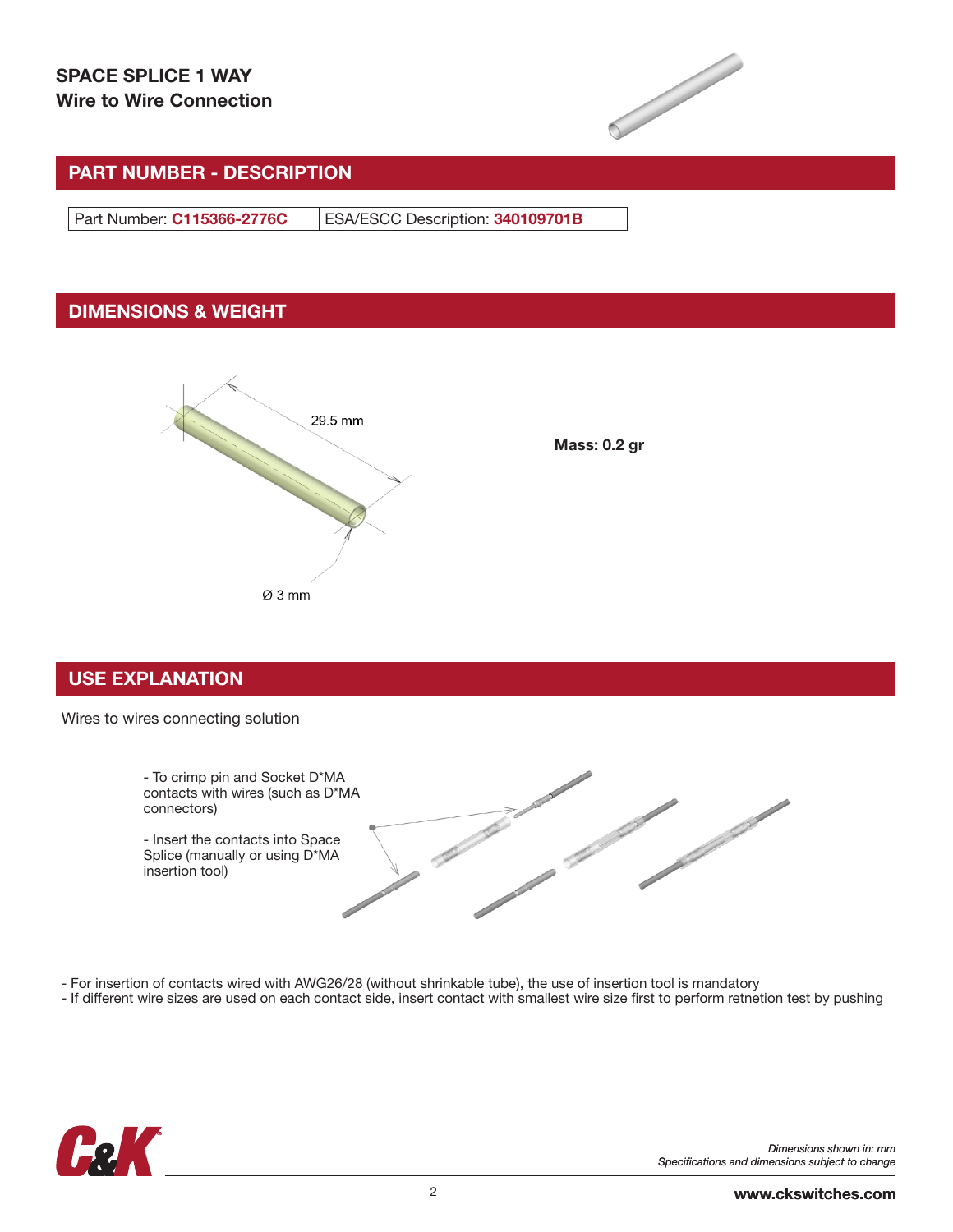**SPACE SPLICE 1 WAY**
**Wire to Wire Connection**

## PART NUMBER - DESCRIPTION

| Part Number: **C115366-2776C** | ESA/ESCC Description: **340109701B** |
|---|---|

## DIMENSIONS & WEIGHT

29.5 mm

Ø 3 mm

**Mass: 0.2 gr**

## USE EXPLANATION

Wires to wires connecting solution

- To crimp pin and Socket D*MA contacts with wires (such as D*MA connectors)

- Insert the contacts into Space Splice (manually or using D*MA insertion tool)

- For insertion of contacts wired with AWG26/28 (without shrinkable tube), the use of insertion tool is mandatory
- If different wire sizes are used on each contact side, insert contact with smallest wire size first to perform retnetion test by pushing

*Dimensions shown in: mm*
*Specifications and dimensions subject to change*

**www.ckswitches.com**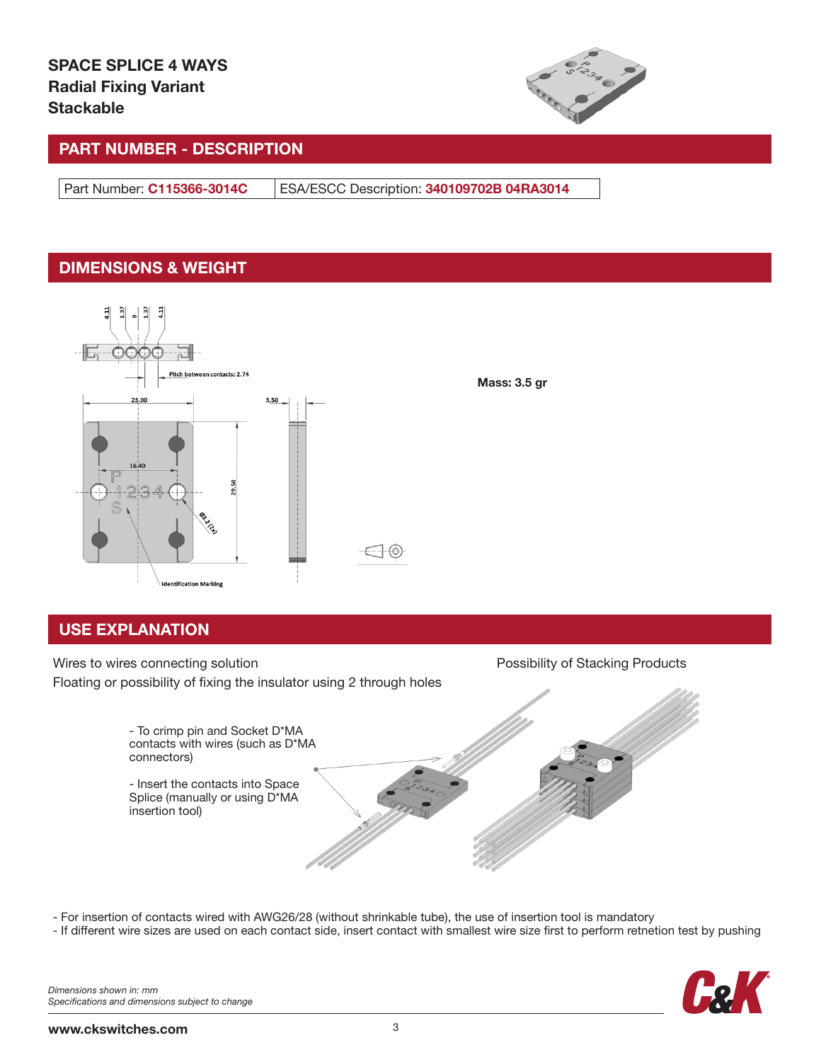**SPACE SPLICE 4 WAYS**
**Radial Fixing Variant**
**Stackable**

## PART NUMBER - DESCRIPTION

| Part Number: **C115366-3014C** | ESA/ESCC Description: **340109702B 04RA3014** |
|---|---|

## DIMENSIONS & WEIGHT

**Mass: 3.5 gr**

## USE EXPLANATION

Wires to wires connecting solution

Floating or possibility of fixing the insulator using 2 through holes

Possibility of Stacking Products

- To crimp pin and Socket D*MA contacts with wires (such as D*MA connectors)
- Insert the contacts into Space Splice (manually or using D*MA insertion tool)

- For insertion of contacts wired with AWG26/28 (without shrinkable tube), the use of insertion tool is mandatory
- If different wire sizes are used on each contact side, insert contact with smallest wire size first to perform retnetion test by pushing

*Dimensions shown in: mm*
*Specifications and dimensions subject to change*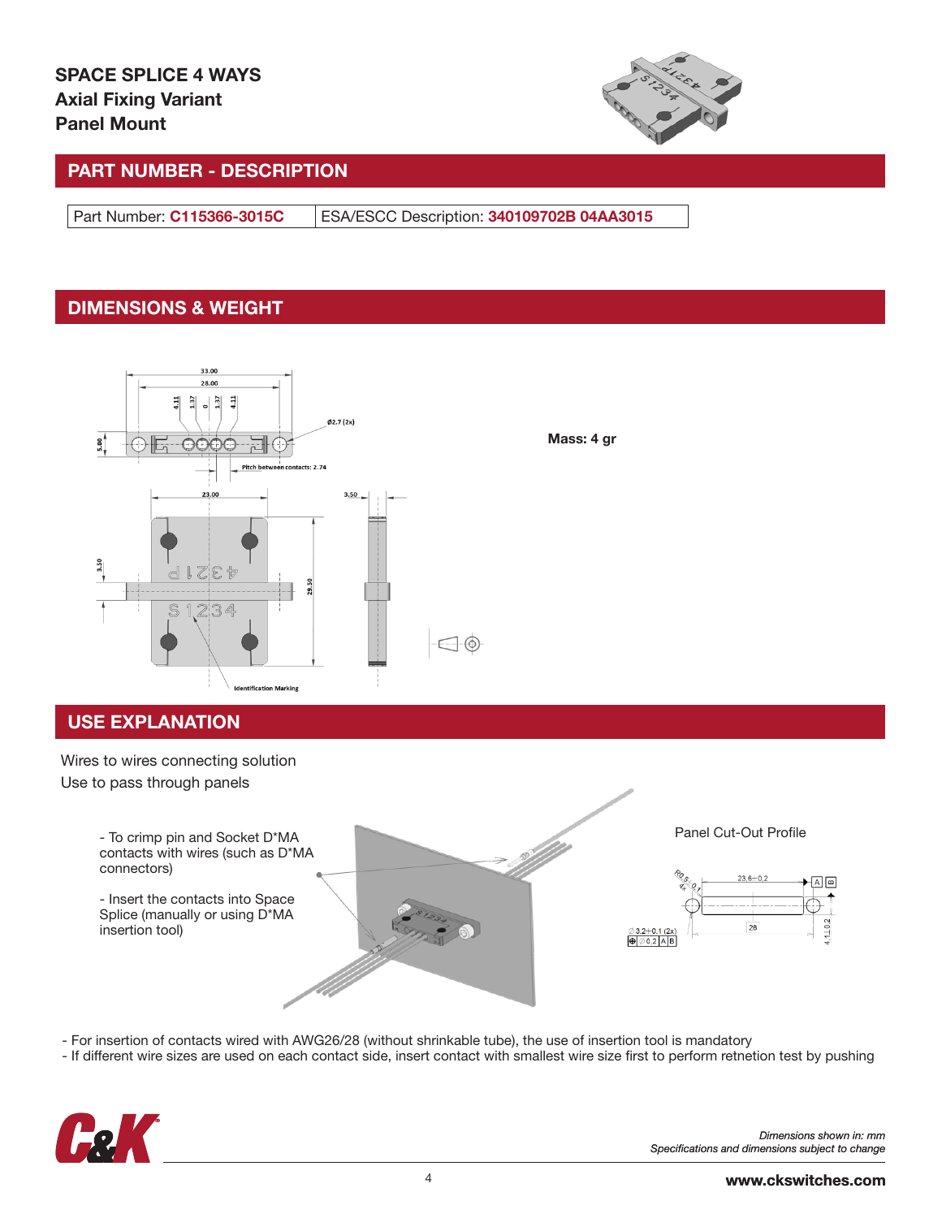**SPACE SPLICE 4 WAYS**
**Axial Fixing Variant**
**Panel Mount**

## PART NUMBER - DESCRIPTION

| Part Number: **C115366-3015C** | ESA/ESCC Description: **340109702B 04AA3015** |
|---|---|

## DIMENSIONS & WEIGHT

**Mass: 4 gr**

## USE EXPLANATION

Wires to wires connecting solution
Use to pass through panels

- To crimp pin and Socket D*MA contacts with wires (such as D*MA connectors)

- Insert the contacts into Space Splice (manually or using D*MA insertion tool)

Panel Cut-Out Profile

- For insertion of contacts wired with AWG26/28 (without shrinkable tube), the use of insertion tool is mandatory
- If different wire sizes are used on each contact side, insert contact with smallest wire size first to perform retnetion test by pushing

*Dimensions shown in: mm*
*Specifications and dimensions subject to change*

**www.ckswitches.com**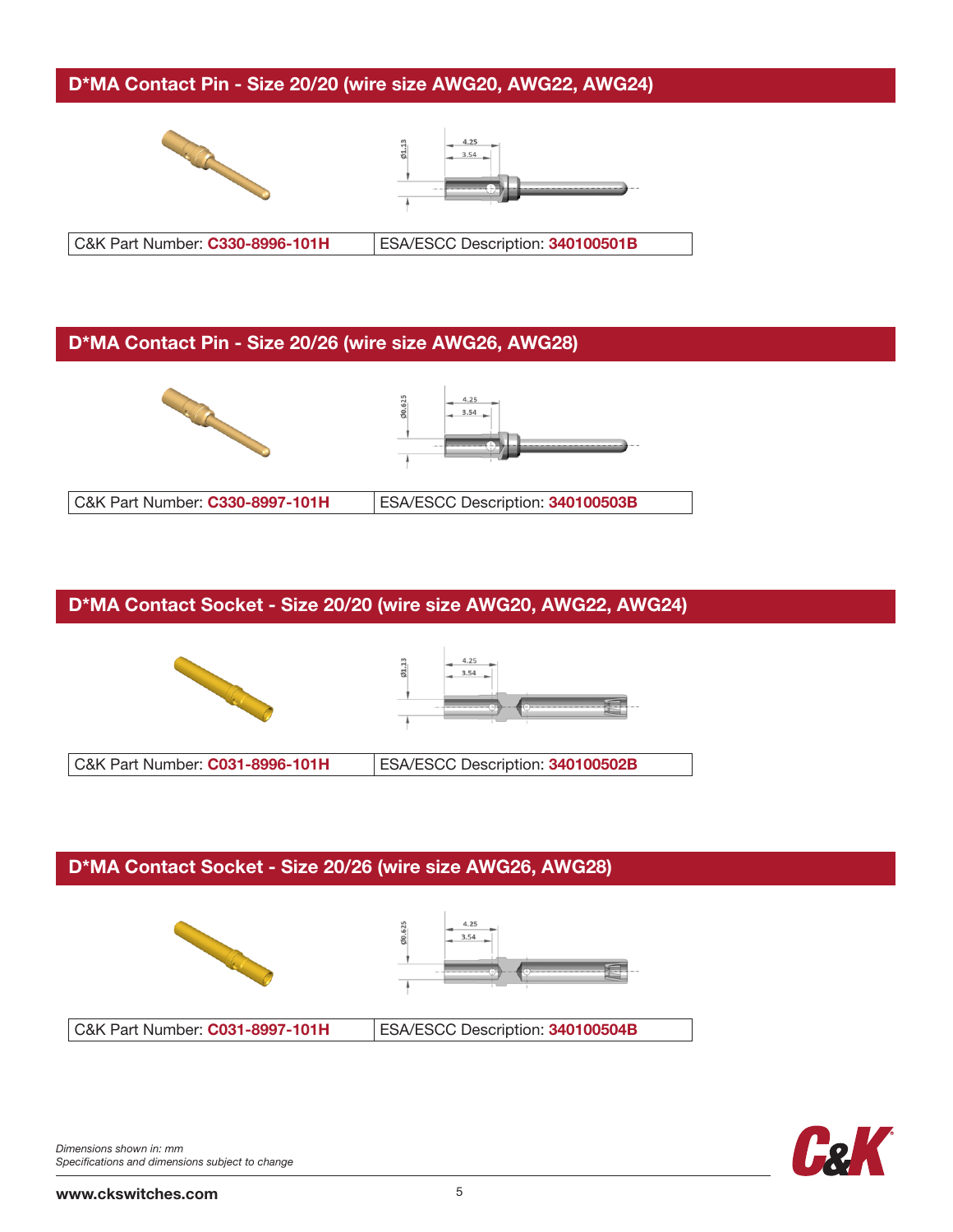## D*MA Contact Pin - Size 20/20 (wire size AWG20, AWG22, AWG24)

| C&K Part Number: **C330-8996-101H** | ESA/ESCC Description: **340100501B** |
|---|---|

## D*MA Contact Pin - Size 20/26 (wire size AWG26, AWG28)

| C&K Part Number: **C330-8997-101H** | ESA/ESCC Description: **340100503B** |
|---|---|

## D*MA Contact Socket - Size 20/20 (wire size AWG20, AWG22, AWG24)

| C&K Part Number: **C031-8996-101H** | ESA/ESCC Description: **340100502B** |
|---|---|

## D*MA Contact Socket - Size 20/26 (wire size AWG26, AWG28)

| C&K Part Number: **C031-8997-101H** | ESA/ESCC Description: **340100504B** |
|---|---|

*Dimensions shown in: mm*
*Specifications and dimensions subject to change*

**www.ckswitches.com**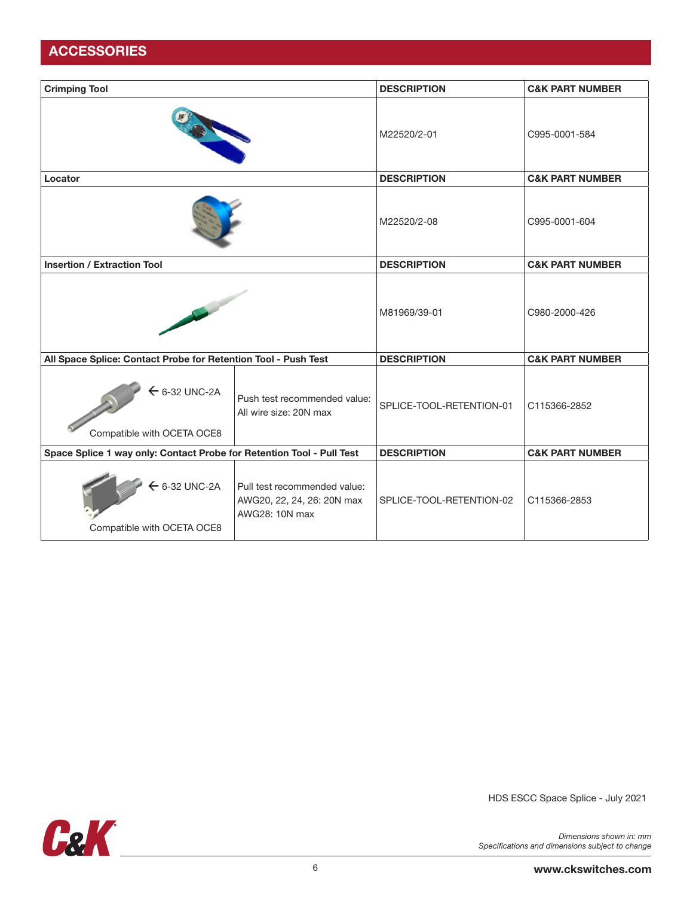## ACCESSORIES

| Crimping Tool | DESCRIPTION | C&K PART NUMBER |
|---|---|---|
| | M22520/2-01 | C995-0001-584 |

| Locator | DESCRIPTION | C&K PART NUMBER |
|---|---|---|
| | M22520/2-08 | C995-0001-604 |

| Insertion / Extraction Tool | DESCRIPTION | C&K PART NUMBER |
|---|---|---|
| | M81969/39-01 | C980-2000-426 |

| All Space Splice: Contact Probe for Retention Tool - Push Test | | DESCRIPTION | C&K PART NUMBER |
|---|---|---|---|
| ← 6-32 UNC-2A<br>Compatible with OCETA OCE8 | Push test recommended value:<br>All wire size: 20N max | SPLICE-TOOL-RETENTION-01 | C115366-2852 |

| Space Splice 1 way only: Contact Probe for Retention Tool - Pull Test | | DESCRIPTION | C&K PART NUMBER |
|---|---|---|---|
| ← 6-32 UNC-2A<br>Compatible with OCETA OCE8 | Pull test recommended value:<br>AWG20, 22, 24, 26: 20N max<br>AWG28: 10N max | SPLICE-TOOL-RETENTION-02 | C115366-2853 |

HDS ESCC Space Splice - July 2021

*Dimensions shown in: mm*
*Specifications and dimensions subject to change*

www.ckswitches.com